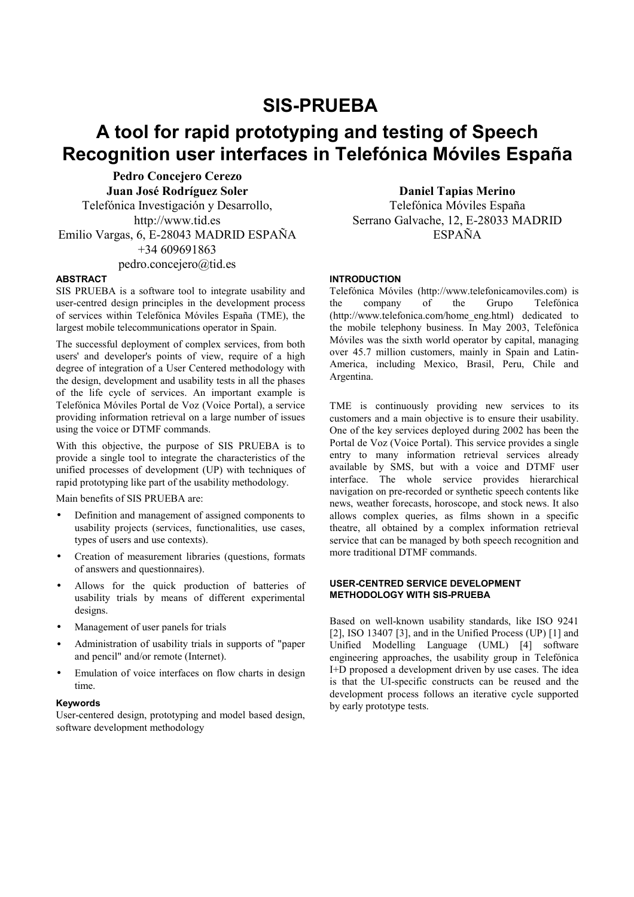# SIS-PRUEBA

# A tool for rapid prototyping and testing of Speech Recognition user interfaces in Telefónica Móviles España

**Pedro Concejero Cerezo**
**Juan José Rodríguez Soler**
Telefónica Investigación y Desarrollo,
http://www.tid.es
Emilio Vargas, 6, E-28043 MADRID ESPAÑA
+34 609691863
pedro.concejero@tid.es

**Daniel Tapias Merino**
Telefónica Móviles España
Serrano Galvache, 12, E-28033 MADRID
ESPAÑA

### ABSTRACT

SIS PRUEBA is a software tool to integrate usability and user-centred design principles in the development process of services within Telefónica Móviles España (TME), the largest mobile telecommunications operator in Spain.

The successful deployment of complex services, from both users' and developer's points of view, require of a high degree of integration of a User Centered methodology with the design, development and usability tests in all the phases of the life cycle of services. An important example is Telefónica Móviles Portal de Voz (Voice Portal), a service providing information retrieval on a large number of issues using the voice or DTMF commands.

With this objective, the purpose of SIS PRUEBA is to provide a single tool to integrate the characteristics of the unified processes of development (UP) with techniques of rapid prototyping like part of the usability methodology.

Main benefits of SIS PRUEBA are:

- Definition and management of assigned components to usability projects (services, functionalities, use cases, types of users and use contexts).
- Creation of measurement libraries (questions, formats of answers and questionnaires).
- Allows for the quick production of batteries of usability trials by means of different experimental designs.
- Management of user panels for trials
- Administration of usability trials in supports of "paper and pencil" and/or remote (Internet).
- Emulation of voice interfaces on flow charts in design time.

### Keywords

User-centered design, prototyping and model based design, software development methodology

### INTRODUCTION

Telefónica Móviles (http://www.telefonicamoviles.com) is the company of the Grupo Telefónica (http://www.telefonica.com/home_eng.html) dedicated to the mobile telephony business. In May 2003, Telefónica Móviles was the sixth world operator by capital, managing over 45.7 million customers, mainly in Spain and Latin-America, including Mexico, Brasil, Peru, Chile and Argentina.

TME is continuously providing new services to its customers and a main objective is to ensure their usability. One of the key services deployed during 2002 has been the Portal de Voz (Voice Portal). This service provides a single entry to many information retrieval services already available by SMS, but with a voice and DTMF user interface. The whole service provides hierarchical navigation on pre-recorded or synthetic speech contents like news, weather forecasts, horoscope, and stock news. It also allows complex queries, as films shown in a specific theatre, all obtained by a complex information retrieval service that can be managed by both speech recognition and more traditional DTMF commands.

### USER-CENTRED SERVICE DEVELOPMENT METHODOLOGY WITH SIS-PRUEBA

Based on well-known usability standards, like ISO 9241 [2], ISO 13407 [3], and in the Unified Process (UP) [1] and Unified Modelling Language (UML) [4] software engineering approaches, the usability group in Telefónica I+D proposed a development driven by use cases. The idea is that the UI-specific constructs can be reused and the development process follows an iterative cycle supported by early prototype tests.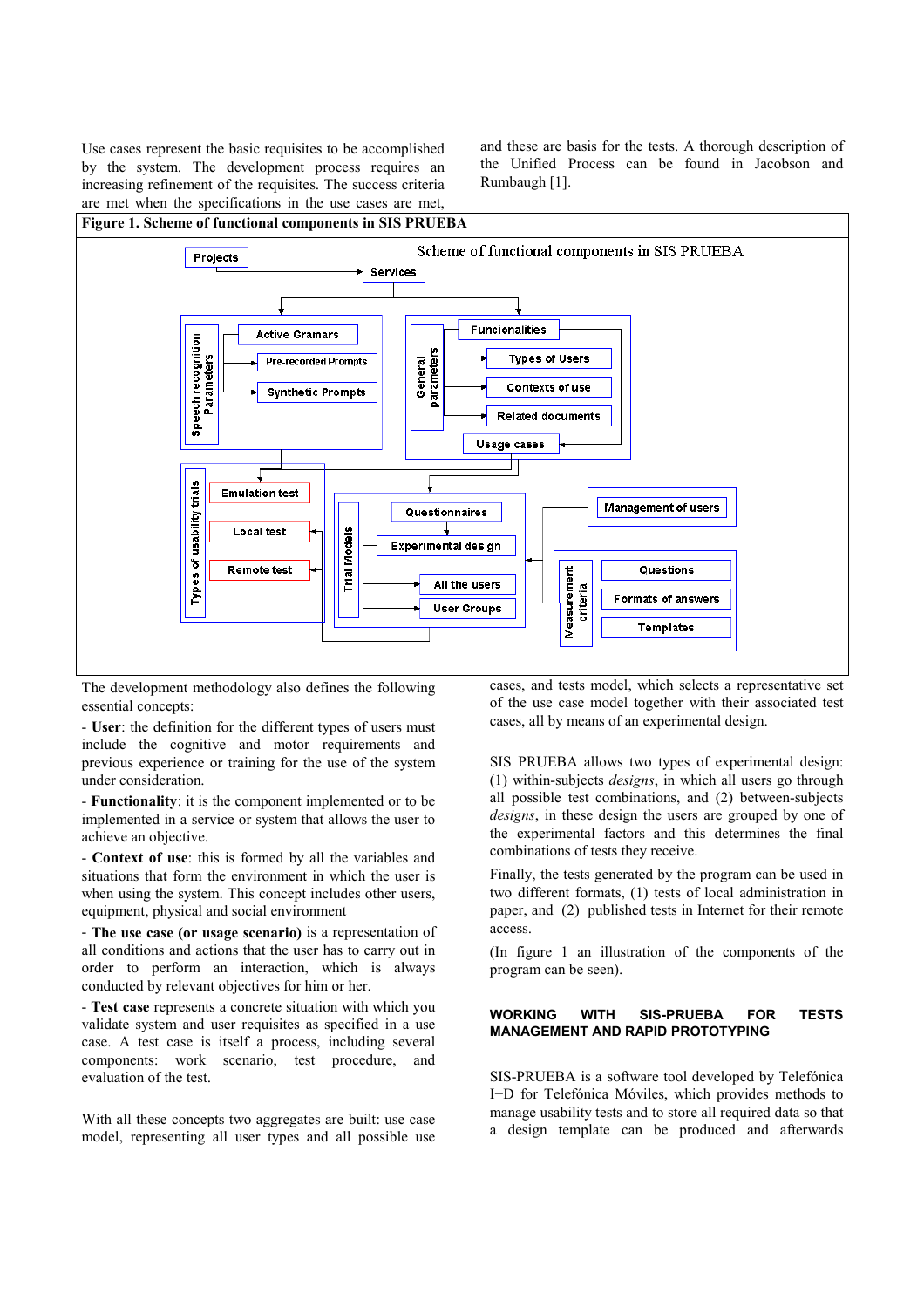Use cases represent the basic requisites to be accomplished by the system. The development process requires an increasing refinement of the requisites. The success criteria are met when the specifications in the use cases are met, and these are basis for the tests. A thorough description of the Unified Process can be found in Jacobson and Rumbaugh [1].

**Figure 1. Scheme of functional components in SIS PRUEBA**

The development methodology also defines the following essential concepts:

- **User**: the definition for the different types of users must include the cognitive and motor requirements and previous experience or training for the use of the system under consideration.

- **Functionality**: it is the component implemented or to be implemented in a service or system that allows the user to achieve an objective.

- **Context of use**: this is formed by all the variables and situations that form the environment in which the user is when using the system. This concept includes other users, equipment, physical and social environment

- **The use case (or usage scenario)** is a representation of all conditions and actions that the user has to carry out in order to perform an interaction, which is always conducted by relevant objectives for him or her.

- **Test case** represents a concrete situation with which you validate system and user requisites as specified in a use case. A test case is itself a process, including several components: work scenario, test procedure, and evaluation of the test.

With all these concepts two aggregates are built: use case model, representing all user types and all possible use cases, and tests model, which selects a representative set of the use case model together with their associated test cases, all by means of an experimental design.

SIS PRUEBA allows two types of experimental design: (1) within-subjects *designs*, in which all users go through all possible test combinations, and (2) between-subjects *designs*, in these design the users are grouped by one of the experimental factors and this determines the final combinations of tests they receive.

Finally, the tests generated by the program can be used in two different formats, (1) tests of local administration in paper, and (2) published tests in Internet for their remote access.

(In figure 1 an illustration of the components of the program can be seen).

## WORKING WITH SIS-PRUEBA FOR TESTS MANAGEMENT AND RAPID PROTOTYPING

SIS-PRUEBA is a software tool developed by Telefónica I+D for Telefónica Móviles, which provides methods to manage usability tests and to store all required data so that a design template can be produced and afterwards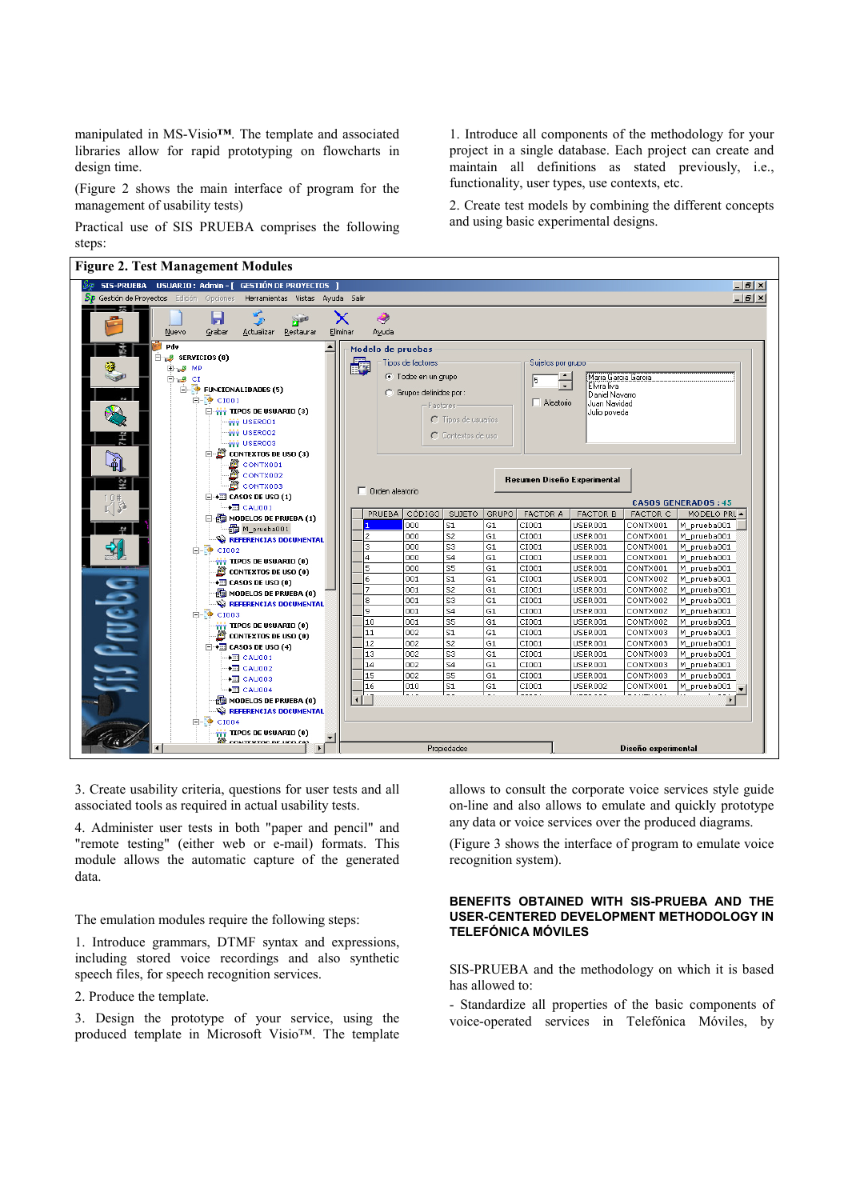manipulated in MS-Visio™. The template and associated libraries allow for rapid prototyping on flowcharts in design time.

(Figure 2 shows the main interface of program for the management of usability tests)

Practical use of SIS PRUEBA comprises the following steps:

1. Introduce all components of the methodology for your project in a single database. Each project can create and maintain all definitions as stated previously, i.e., functionality, user types, use contexts, etc.

2. Create test models by combining the different concepts and using basic experimental designs.

**Figure 2. Test Management Modules**

3. Create usability criteria, questions for user tests and all associated tools as required in actual usability tests.

4. Administer user tests in both "paper and pencil" and "remote testing" (either web or e-mail) formats. This module allows the automatic capture of the generated data.

The emulation modules require the following steps:

1. Introduce grammars, DTMF syntax and expressions, including stored voice recordings and also synthetic speech files, for speech recognition services.

2. Produce the template.

3. Design the prototype of your service, using the produced template in Microsoft Visio™. The template allows to consult the corporate voice services style guide on-line and also allows to emulate and quickly prototype any data or voice services over the produced diagrams.

(Figure 3 shows the interface of program to emulate voice recognition system).

## BENEFITS OBTAINED WITH SIS-PRUEBA AND THE USER-CENTERED DEVELOPMENT METHODOLOGY IN TELEFÓNICA MÓVILES

SIS-PRUEBA and the methodology on which it is based has allowed to:

- Standardize all properties of the basic components of voice-operated services in Telefónica Móviles, by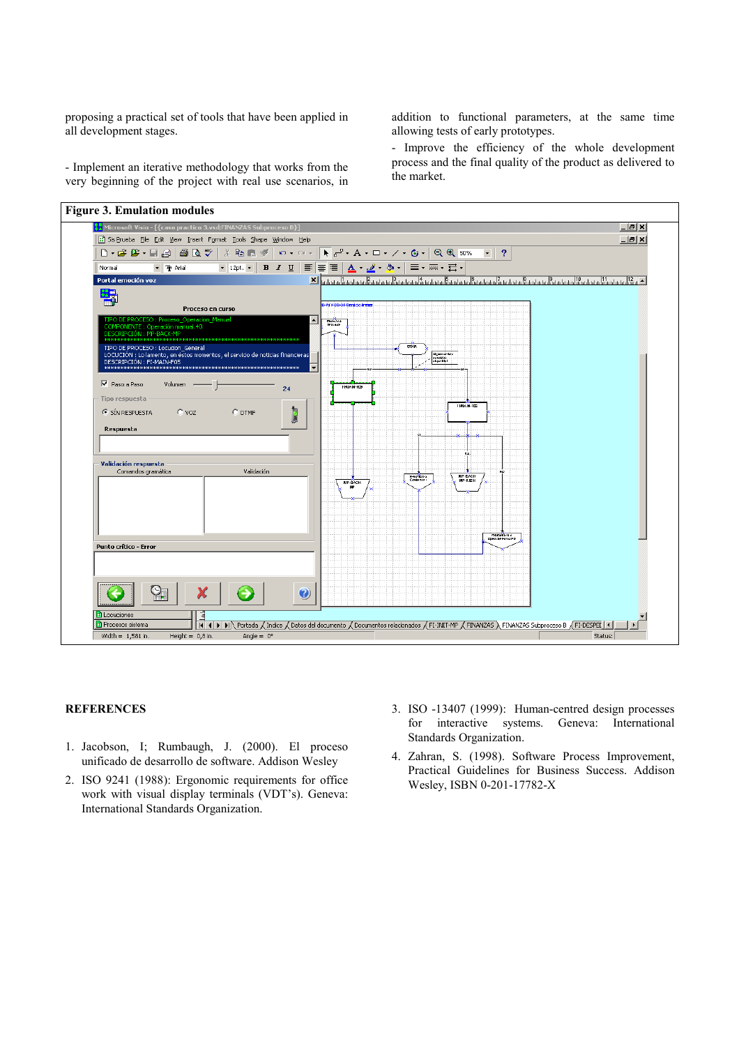proposing a practical set of tools that have been applied in all development stages.

- Implement an iterative methodology that works from the very beginning of the project with real use scenarios, in addition to functional parameters, at the same time allowing tests of early prototypes.

- Improve the efficiency of the whole development process and the final quality of the product as delivered to the market.

**Figure 3. Emulation modules**

## REFERENCES

1. Jacobson, I; Rumbaugh, J. (2000). El proceso unificado de desarrollo de software. Addison Wesley
2. ISO 9241 (1988): Ergonomic requirements for office work with visual display terminals (VDT's). Geneva: International Standards Organization.
3. ISO -13407 (1999): Human-centred design processes for interactive systems. Geneva: International Standards Organization.
4. Zahran, S. (1998). Software Process Improvement, Practical Guidelines for Business Success. Addison Wesley, ISBN 0-201-17782-X